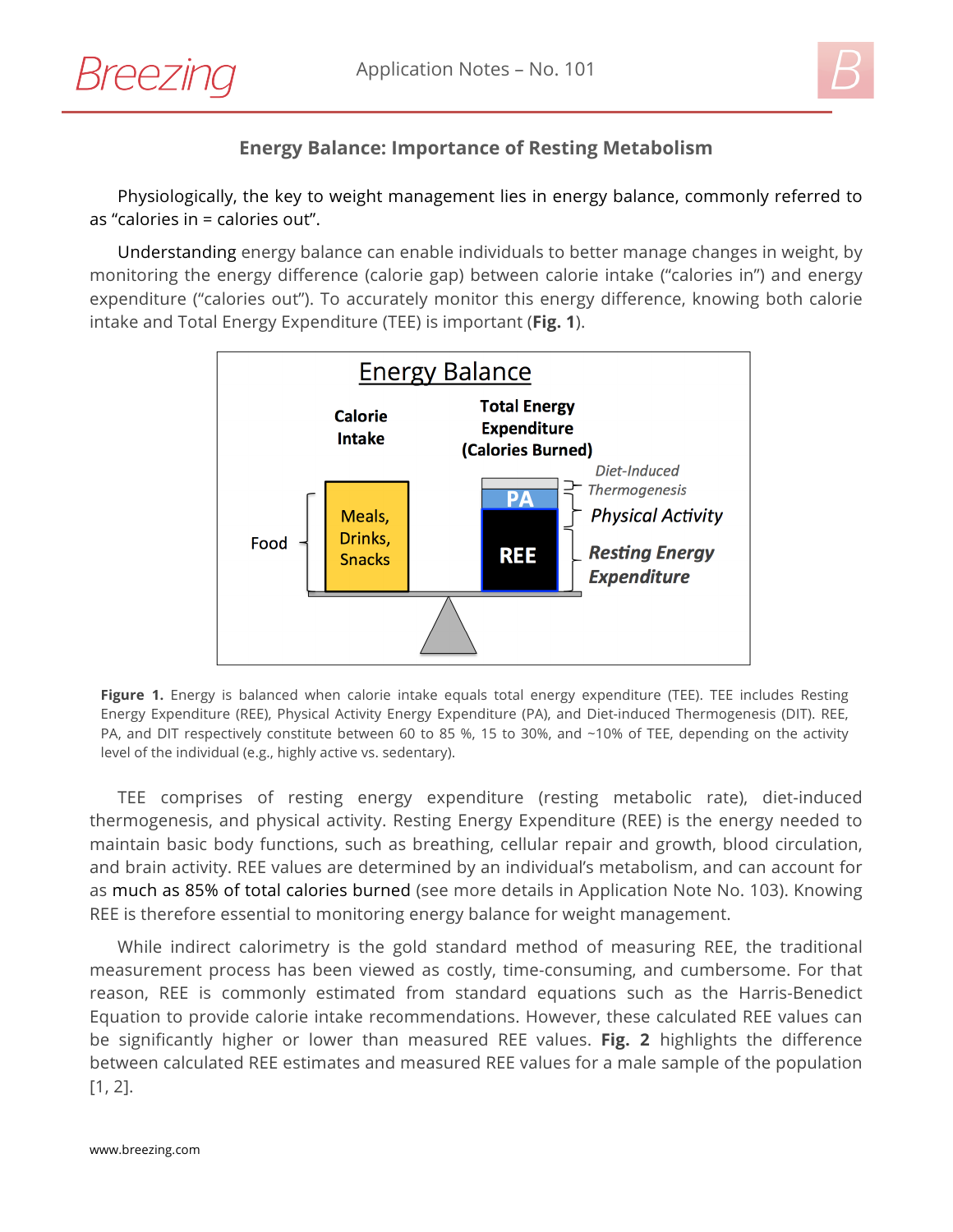## Energy Balance: Importance of Resting Metabolism

Physiologically, the key to weight management lies in energy balance, commonly referred to as "calories in = calories out".

Understanding energy balance can enable individuals to better manage changes in weight, by monitoring the energy difference (calorie gap) between calorie intake ("calories in") and energy expenditure ("calories out"). To accurately monitor this energy difference, knowing both calorie intake and Total Energy Expenditure (TEE) is important (**Fig. 1**).

**Figure 1.** Energy is balanced when calorie intake equals total energy expenditure (TEE). TEE includes Resting Energy Expenditure (REE), Physical Activity Energy Expenditure (PA), and Diet-induced Thermogenesis (DIT). REE, PA, and DIT respectively constitute between 60 to 85 %, 15 to 30%, and ~10% of TEE, depending on the activity level of the individual (e.g., highly active vs. sedentary).

TEE comprises of resting energy expenditure (resting metabolic rate), diet-induced thermogenesis, and physical activity. Resting Energy Expenditure (REE) is the energy needed to maintain basic body functions, such as breathing, cellular repair and growth, blood circulation, and brain activity. REE values are determined by an individual's metabolism, and can account for as much as 85% of total calories burned (see more details in Application Note No. 103). Knowing REE is therefore essential to monitoring energy balance for weight management.

While indirect calorimetry is the gold standard method of measuring REE, the traditional measurement process has been viewed as costly, time-consuming, and cumbersome. For that reason, REE is commonly estimated from standard equations such as the Harris-Benedict Equation to provide calorie intake recommendations. However, these calculated REE values can be significantly higher or lower than measured REE values. **Fig. 2** highlights the difference between calculated REE estimates and measured REE values for a male sample of the population [1, 2].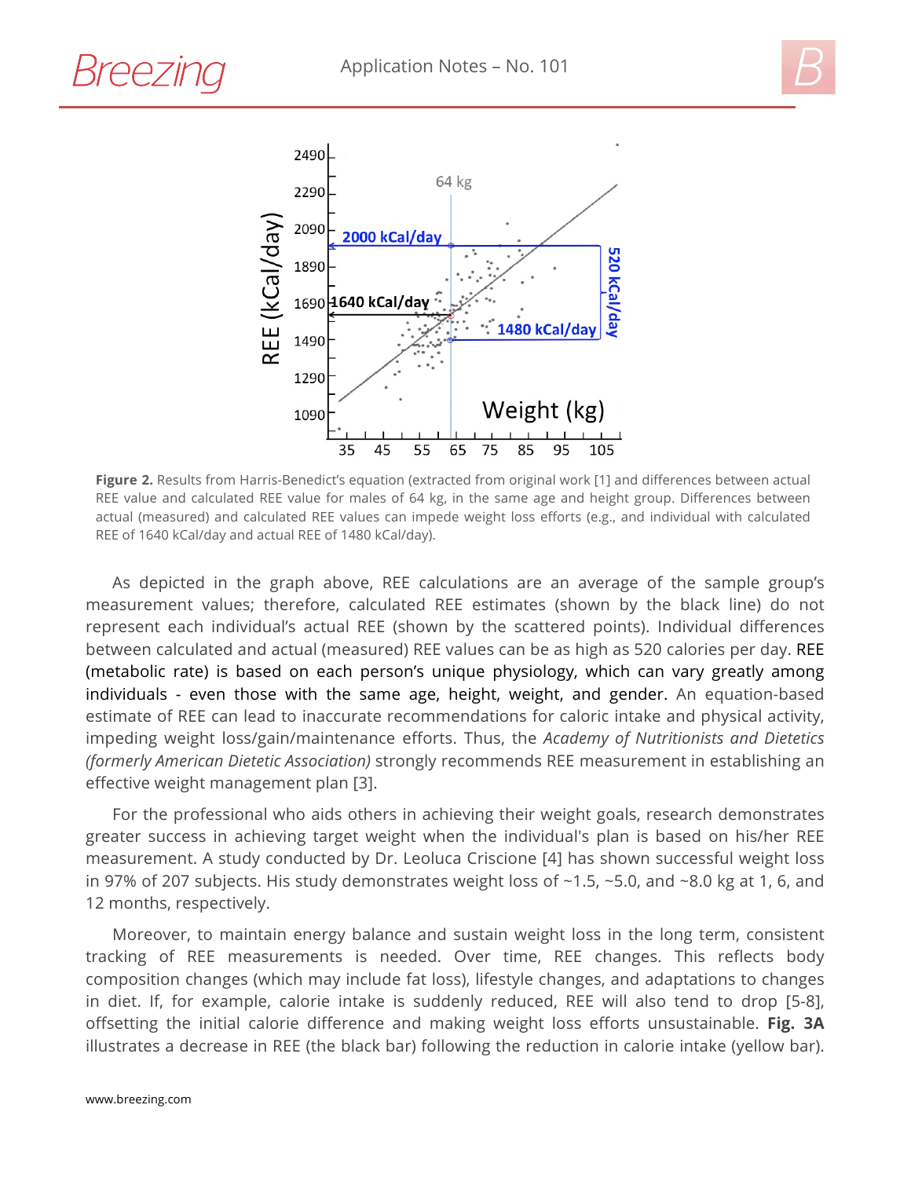**Figure 2.** Results from Harris-Benedict's equation (extracted from original work [1] and differences between actual REE value and calculated REE value for males of 64 kg, in the same age and height group. Differences between actual (measured) and calculated REE values can impede weight loss efforts (e.g., and individual with calculated REE of 1640 kCal/day and actual REE of 1480 kCal/day).

As depicted in the graph above, REE calculations are an average of the sample group's measurement values; therefore, calculated REE estimates (shown by the black line) do not represent each individual's actual REE (shown by the scattered points). Individual differences between calculated and actual (measured) REE values can be as high as 520 calories per day. REE (metabolic rate) is based on each person's unique physiology, which can vary greatly among individuals - even those with the same age, height, weight, and gender. An equation-based estimate of REE can lead to inaccurate recommendations for caloric intake and physical activity, impeding weight loss/gain/maintenance efforts. Thus, the *Academy of Nutritionists and Dietetics (formerly American Dietetic Association)* strongly recommends REE measurement in establishing an effective weight management plan [3].

For the professional who aids others in achieving their weight goals, research demonstrates greater success in achieving target weight when the individual's plan is based on his/her REE measurement. A study conducted by Dr. Leoluca Criscione [4] has shown successful weight loss in 97% of 207 subjects. His study demonstrates weight loss of ~1.5, ~5.0, and ~8.0 kg at 1, 6, and 12 months, respectively.

Moreover, to maintain energy balance and sustain weight loss in the long term, consistent tracking of REE measurements is needed. Over time, REE changes. This reflects body composition changes (which may include fat loss), lifestyle changes, and adaptations to changes in diet. If, for example, calorie intake is suddenly reduced, REE will also tend to drop [5-8], offsetting the initial calorie difference and making weight loss efforts unsustainable. **Fig. 3A** illustrates a decrease in REE (the black bar) following the reduction in calorie intake (yellow bar).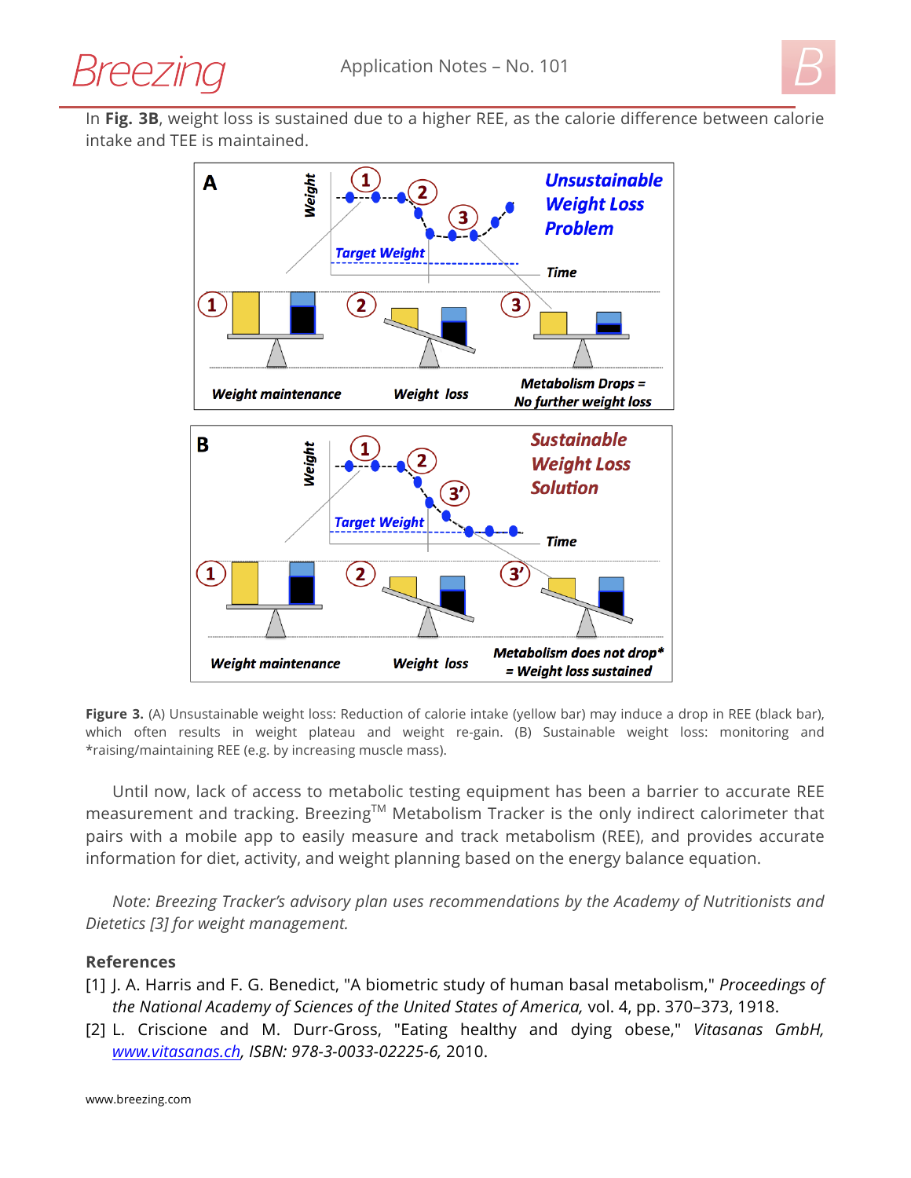In **Fig. 3B**, weight loss is sustained due to a higher REE, as the calorie difference between calorie intake and TEE is maintained.

**Figure 3.** (A) Unsustainable weight loss: Reduction of calorie intake (yellow bar) may induce a drop in REE (black bar), which often results in weight plateau and weight re-gain. (B) Sustainable weight loss: monitoring and *raising/maintaining REE (e.g. by increasing muscle mass).

Until now, lack of access to metabolic testing equipment has been a barrier to accurate REE measurement and tracking. Breezing™ Metabolism Tracker is the only indirect calorimeter that pairs with a mobile app to easily measure and track metabolism (REE), and provides accurate information for diet, activity, and weight planning based on the energy balance equation.

*Note: Breezing Tracker's advisory plan uses recommendations by the Academy of Nutritionists and Dietetics [3] for weight management.*

## References

[1] J. A. Harris and F. G. Benedict, "A biometric study of human basal metabolism," *Proceedings of the National Academy of Sciences of the United States of America*, vol. 4, pp. 370–373, 1918.

[2] L. Criscione and M. Durr-Gross, "Eating healthy and dying obese," *Vitasanas GmbH, www.vitasanas.ch, ISBN: 978-3-0033-02225-6,* 2010.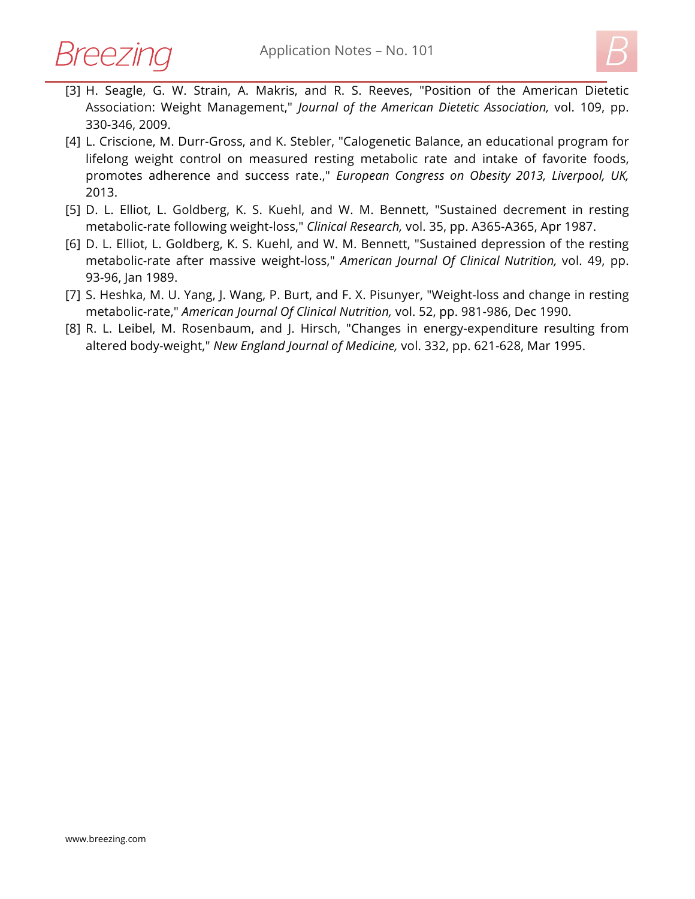[3] H. Seagle, G. W. Strain, A. Makris, and R. S. Reeves, "Position of the American Dietetic Association: Weight Management," *Journal of the American Dietetic Association,* vol. 109, pp. 330-346, 2009.

[4] L. Criscione, M. Durr-Gross, and K. Stebler, "Calogenetic Balance, an educational program for lifelong weight control on measured resting metabolic rate and intake of favorite foods, promotes adherence and success rate.," *European Congress on Obesity 2013, Liverpool, UK,* 2013.

[5] D. L. Elliot, L. Goldberg, K. S. Kuehl, and W. M. Bennett, "Sustained decrement in resting metabolic-rate following weight-loss," *Clinical Research,* vol. 35, pp. A365-A365, Apr 1987.

[6] D. L. Elliot, L. Goldberg, K. S. Kuehl, and W. M. Bennett, "Sustained depression of the resting metabolic-rate after massive weight-loss," *American Journal Of Clinical Nutrition,* vol. 49, pp. 93-96, Jan 1989.

[7] S. Heshka, M. U. Yang, J. Wang, P. Burt, and F. X. Pisunyer, "Weight-loss and change in resting metabolic-rate," *American Journal Of Clinical Nutrition,* vol. 52, pp. 981-986, Dec 1990.

[8] R. L. Leibel, M. Rosenbaum, and J. Hirsch, "Changes in energy-expenditure resulting from altered body-weight," *New England Journal of Medicine,* vol. 332, pp. 621-628, Mar 1995.